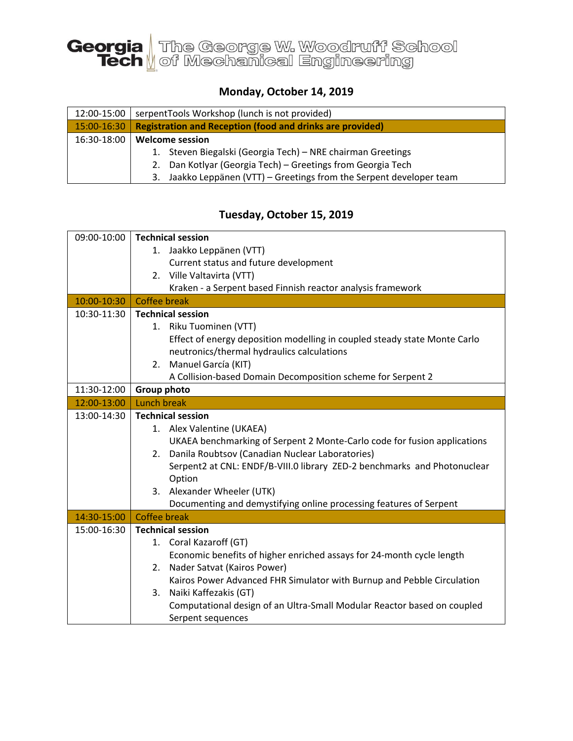Georgia Tech | The George W. Woodruff School of Mechanical Engineering

## Monday, October 14, 2019

| Time | Event |
|---|---|
| 12:00-15:00 | serpentTools Workshop (lunch is not provided) |
| 15:00-16:30 | **Registration and Reception (food and drinks are provided)** |
| 16:30-18:00 | **Welcome session**<br>1. Steven Biegalski (Georgia Tech) – NRE chairman Greetings<br>2. Dan Kotlyar (Georgia Tech) – Greetings from Georgia Tech<br>3. Jaakko Leppänen (VTT) – Greetings from the Serpent developer team |

## Tuesday, October 15, 2019

| Time | Event |
|---|---|
| 09:00-10:00 | **Technical session**<br>1. Jaakko Leppänen (VTT)<br>Current status and future development<br>2. Ville Valtavirta (VTT)<br>Kraken - a Serpent based Finnish reactor analysis framework |
| 10:00-10:30 | Coffee break |
| 10:30-11:30 | **Technical session**<br>1. Riku Tuominen (VTT)<br>Effect of energy deposition modelling in coupled steady state Monte Carlo neutronics/thermal hydraulics calculations<br>2. Manuel García (KIT)<br>A Collision-based Domain Decomposition scheme for Serpent 2 |
| 11:30-12:00 | **Group photo** |
| 12:00-13:00 | Lunch break |
| 13:00-14:30 | **Technical session**<br>1. Alex Valentine (UKAEA)<br>UKAEA benchmarking of Serpent 2 Monte-Carlo code for fusion applications<br>2. Danila Roubtsov (Canadian Nuclear Laboratories)<br>Serpent2 at CNL: ENDF/B-VIII.0 library ZED-2 benchmarks and Photonuclear Option<br>3. Alexander Wheeler (UTK)<br>Documenting and demystifying online processing features of Serpent |
| 14:30-15:00 | Coffee break |
| 15:00-16:30 | **Technical session**<br>1. Coral Kazaroff (GT)<br>Economic benefits of higher enriched assays for 24-month cycle length<br>2. Nader Satvat (Kairos Power)<br>Kairos Power Advanced FHR Simulator with Burnup and Pebble Circulation<br>3. Naiki Kaffezakis (GT)<br>Computational design of an Ultra-Small Modular Reactor based on coupled Serpent sequences |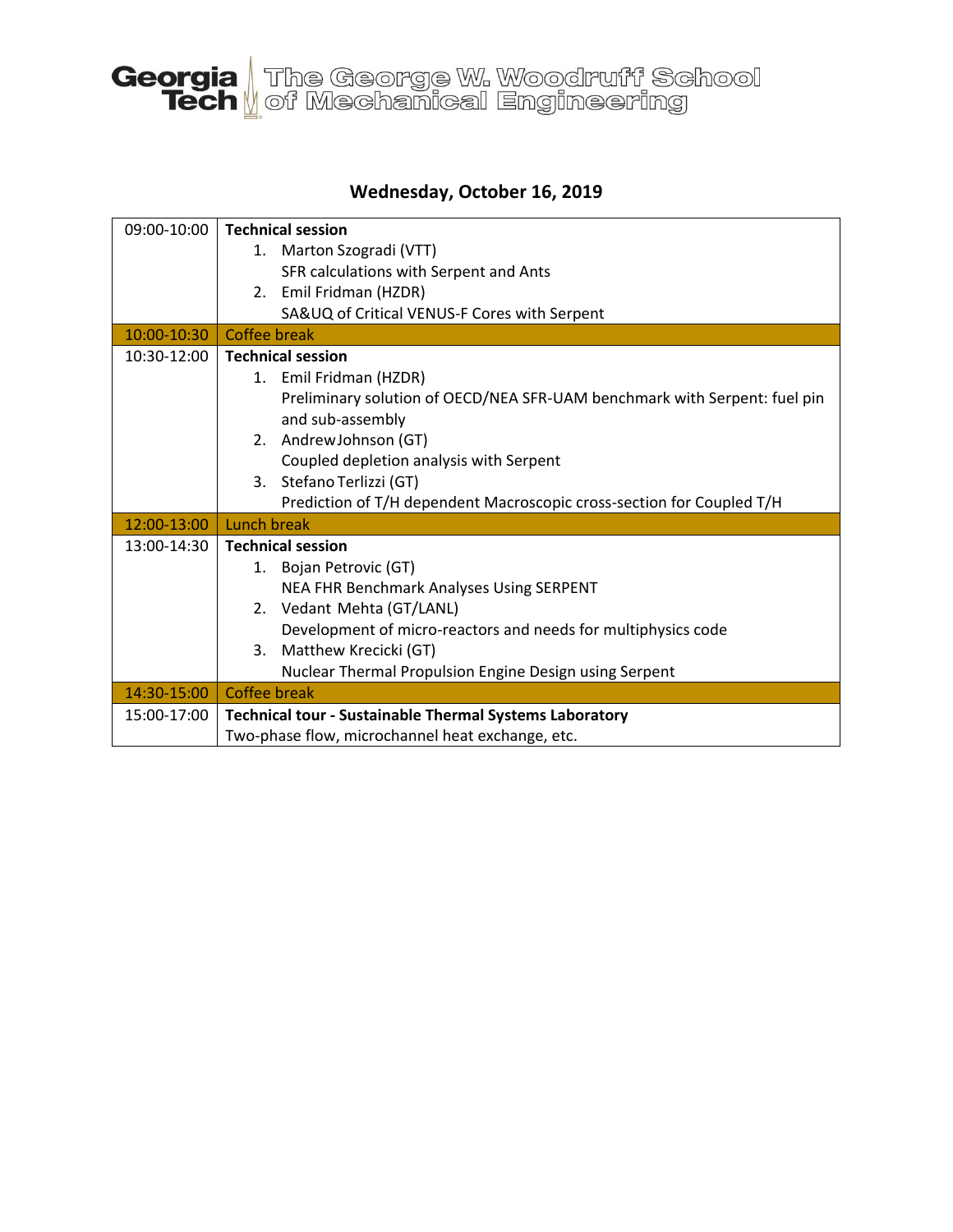Georgia Tech | The George W. Woodruff School of Mechanical Engineering

## Wednesday, October 16, 2019

| | |
|---|---|
| 09:00-10:00 | **Technical session**<br>1. Marton Szogradi (VTT)<br>SFR calculations with Serpent and Ants<br>2. Emil Fridman (HZDR)<br>SA&UQ of Critical VENUS-F Cores with Serpent |
| 10:00-10:30 | Coffee break |
| 10:30-12:00 | **Technical session**<br>1. Emil Fridman (HZDR)<br>Preliminary solution of OECD/NEA SFR-UAM benchmark with Serpent: fuel pin and sub-assembly<br>2. AndrewJohnson (GT)<br>Coupled depletion analysis with Serpent<br>3. Stefano Terlizzi (GT)<br>Prediction of T/H dependent Macroscopic cross-section for Coupled T/H |
| 12:00-13:00 | Lunch break |
| 13:00-14:30 | **Technical session**<br>1. Bojan Petrovic (GT)<br>NEA FHR Benchmark Analyses Using SERPENT<br>2. Vedant Mehta (GT/LANL)<br>Development of micro-reactors and needs for multiphysics code<br>3. Matthew Krecicki (GT)<br>Nuclear Thermal Propulsion Engine Design using Serpent |
| 14:30-15:00 | Coffee break |
| 15:00-17:00 | **Technical tour - Sustainable Thermal Systems Laboratory**<br>Two-phase flow, microchannel heat exchange, etc. |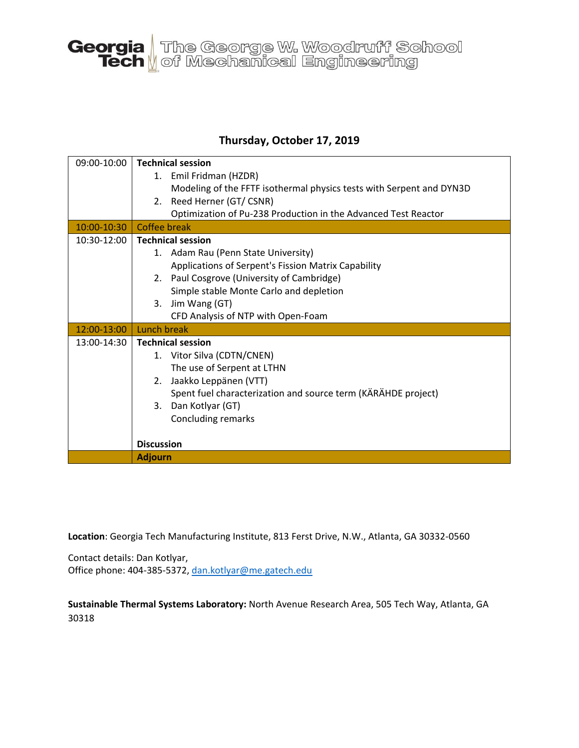Georgia Tech | The George W. Woodruff School of Mechanical Engineering

## Thursday, October 17, 2019

| | |
|---|---|
| 09:00-10:00 | **Technical session**<br>1. Emil Fridman (HZDR)<br>Modeling of the FFTF isothermal physics tests with Serpent and DYN3D<br>2. Reed Herner (GT/ CSNR)<br>Optimization of Pu-238 Production in the Advanced Test Reactor |
| 10:00-10:30 | Coffee break |
| 10:30-12:00 | **Technical session**<br>1. Adam Rau (Penn State University)<br>Applications of Serpent's Fission Matrix Capability<br>2. Paul Cosgrove (University of Cambridge)<br>Simple stable Monte Carlo and depletion<br>3. Jim Wang (GT)<br>CFD Analysis of NTP with Open-Foam |
| 12:00-13:00 | Lunch break |
| 13:00-14:30 | **Technical session**<br>1. Vitor Silva (CDTN/CNEN)<br>The use of Serpent at LTHN<br>2. Jaakko Leppänen (VTT)<br>Spent fuel characterization and source term (KÄRÄHDE project)<br>3. Dan Kotlyar (GT)<br>Concluding remarks<br><br>**Discussion** |
| | **Adjourn** |

**Location**: Georgia Tech Manufacturing Institute, 813 Ferst Drive, N.W., Atlanta, GA 30332-0560

Contact details: Dan Kotlyar,
Office phone: 404-385-5372, dan.kotlyar@me.gatech.edu

**Sustainable Thermal Systems Laboratory:** North Avenue Research Area, 505 Tech Way, Atlanta, GA 30318